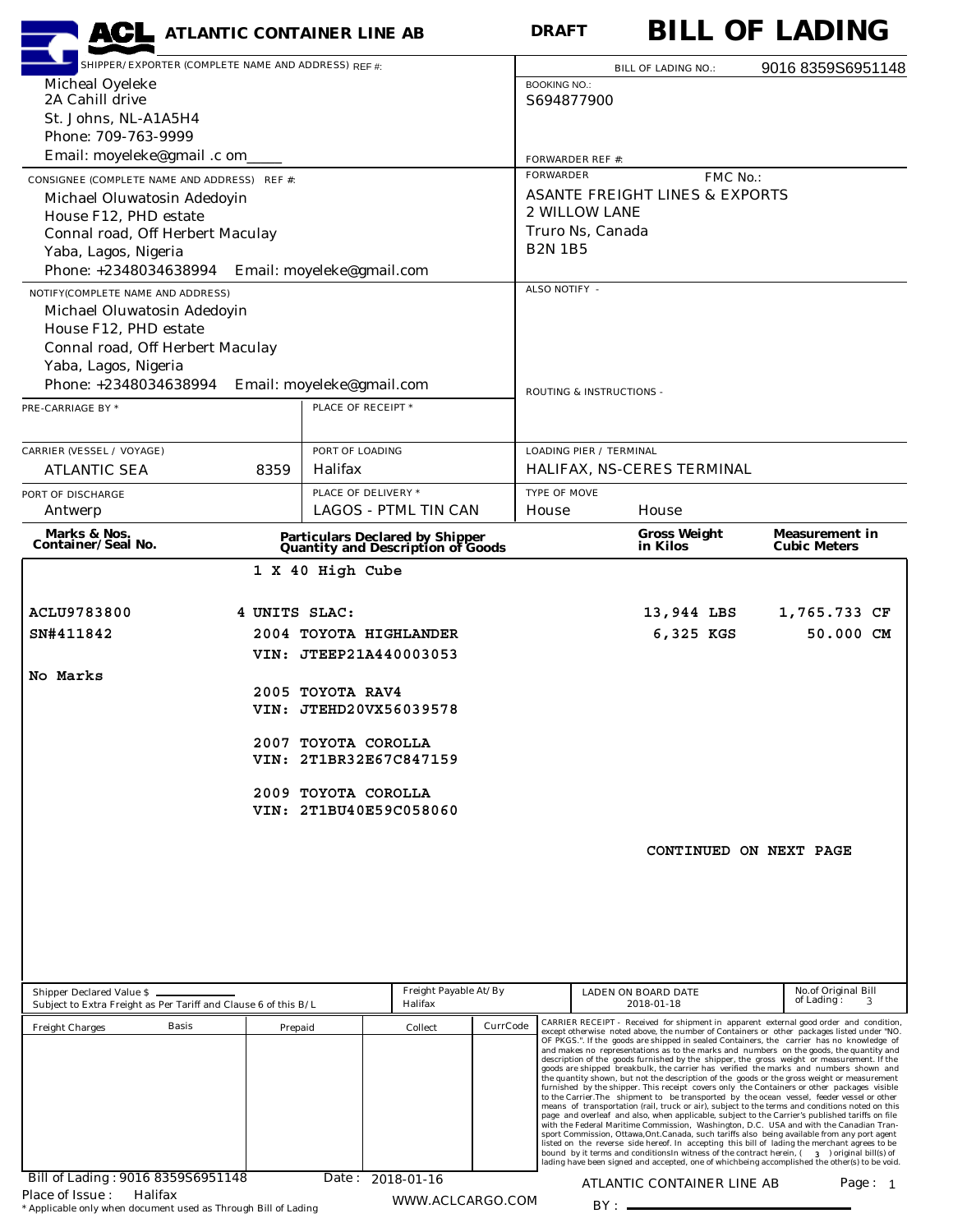# ACL ATLANTIC CONTAINER LINE AB

**DRAFT** **BILL OF LADING**

| | |
|---|---|
| SHIPPER/EXPORTER (COMPLETE NAME AND ADDRESS) REF #: Micheal Oyeleke<br>2A Cahill drive<br>St. Johns, NL-A1A5H4<br>Phone: 709-763-9999<br>Email: moyeleke@gmail .c om____ | BILL OF LADING NO.: 9016 8359S6951148<br>BOOKING NO.: S694877900<br>FORWARDER REF #: |
| CONSIGNEE (COMPLETE NAME AND ADDRESS) REF #: Michael Oluwatosin Adedoyin<br>House F12, PHD estate<br>Connal road, Off Herbert Maculay<br>Yaba, Lagos, Nigeria<br>Phone: +2348034638994 Email: moyeleke@gmail.com | FORWARDER FMC No.:<br>ASANTE FREIGHT LINES & EXPORTS<br>2 WILLOW LANE<br>Truro Ns, Canada<br>B2N 1B5 |
| NOTIFY(COMPLETE NAME AND ADDRESS) Michael Oluwatosin Adedoyin<br>House F12, PHD estate<br>Connal road, Off Herbert Maculay<br>Yaba, Lagos, Nigeria<br>Phone: +2348034638994 Email: moyeleke@gmail.com | ALSO NOTIFY -<br>ROUTING & INSTRUCTIONS - |

| PRE-CARRIAGE BY * | PLACE OF RECEIPT * | |
|---|---|---|
| CARRIER (VESSEL / VOYAGE): ATLANTIC SEA 8359 | PORT OF LOADING: Halifax | LOADING PIER / TERMINAL: HALIFAX, NS-CERES TERMINAL |
| PORT OF DISCHARGE: Antwerp | PLACE OF DELIVERY *: LAGOS - PTML TIN CAN | TYPE OF MOVE: House House |

| Marks & Nos. Container/Seal No. | Particulars Declared by Shipper Quantity and Description of Goods | Gross Weight in Kilos | Measurement in Cubic Meters |
|---|---|---|---|
| | 1 X 40 High Cube | | |
| ACLU9783800 | 4 UNITS SLAC: | 13,944 LBS | 1,765.733 CF |
| SN#411842 | 2004 TOYOTA HIGHLANDER | 6,325 KGS | 50.000 CM |
| | VIN: JTEEP21A440003053 | | |
| No Marks | | | |
| | 2005 TOYOTA RAV4 | | |
| | VIN: JTEHD20VX56039578 | | |
| | 2007 TOYOTA COROLLA | | |
| | VIN: 2T1BR32E67C847159 | | |
| | 2009 TOYOTA COROLLA | | |
| | VIN: 2T1BU40E59C058060 | | |

CONTINUED ON NEXT PAGE

| Shipper Declared Value $ ______ Subject to Extra Freight as Per Tariff and Clause 6 of this B/L | Freight Payable At/By: Halifax | LADEN ON BOARD DATE: 2018-01-18 | No.of Original Bill of Lading: 3 |
|---|---|---|---|

| Freight Charges | Basis | Prepaid | Collect | CurrCode |
|---|---|---|---|---|
| | | | | |

CARRIER RECEIPT - Received for shipment in apparent external good order and condition, except otherwise noted above, the number of Containers or other packages listed under "NO. OF PKGS.". If the goods are shipped in sealed Containers, the carrier has no knowledge of and makes no representations as to the marks and numbers on the goods, the quantity and description of the goods furnished by the shipper, the gross weight or measurement. If the goods are shipped breakbulk, the carrier has verified the marks and numbers shown and the quantity shown, but not the description of the goods or the gross weight or measurement furnished by the shipper. This receipt covers only the Containers or other packages visible to the Carrier.The shipment to be transported by the ocean vessel, feeder vessel or other means of transportation (rail, truck or air), subject to the terms and conditions noted on this page and overleaf and also, when applicable, subject to the Carrier's published tariffs on file with the Federal Maritime Commission, Washington, D.C. USA and with the Canadian Transport Commission, Ottawa,Ont.Canada, such tariffs also being available from any port agent listed on the reverse side hereof. In accepting this bill of lading the merchant agrees to be bound by it terms and conditionsIn witness of the contract herein, ( 3 ) original bill(s) of lading have been signed and accepted, one of whichbeing accomplished the other(s) to be void.

Bill of Lading : 9016 8359S6951148 Date : 2018-01-16
Place of Issue : Halifax

ATLANTIC CONTAINER LINE AB

BY : ______________________

WWW.ACLCARGO.COM

\* Applicable only when document used as Through Bill of Lading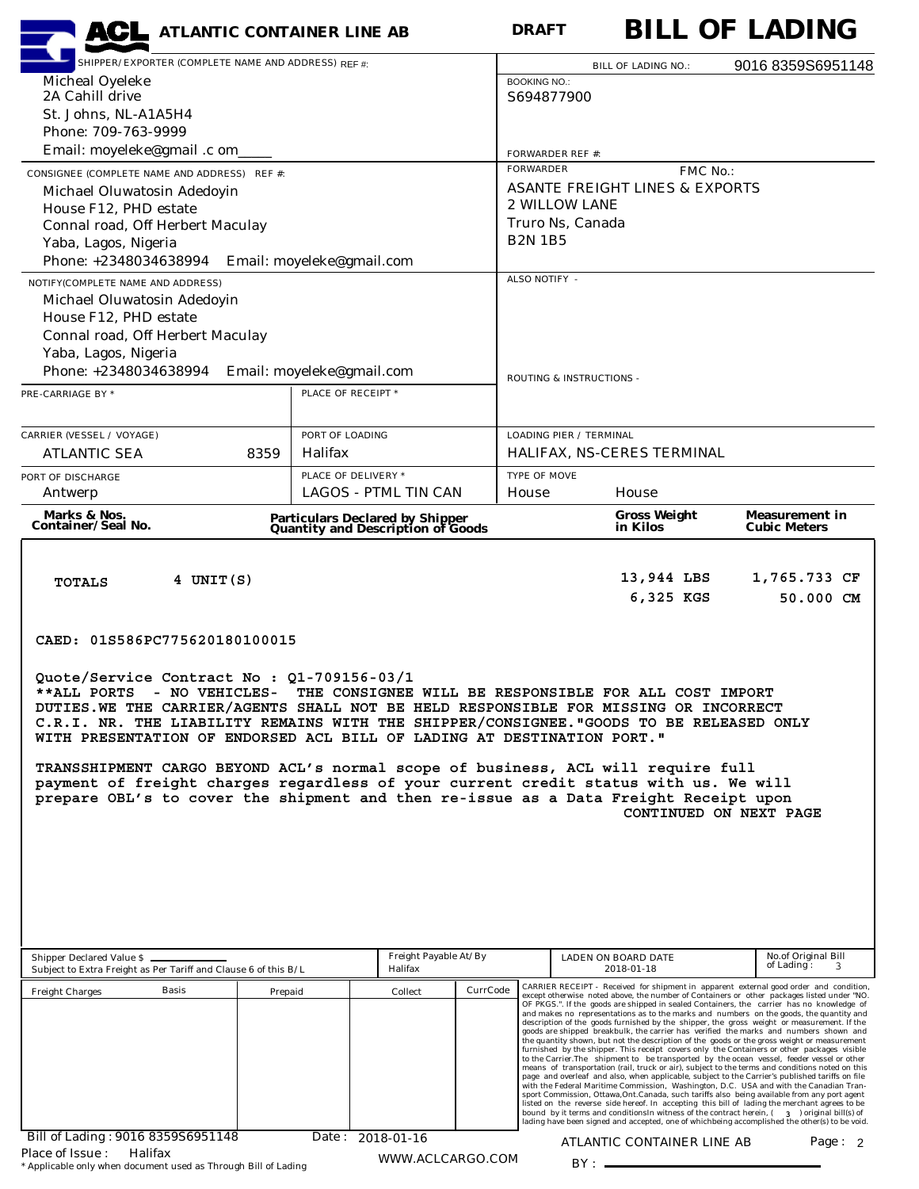# ACL ATLANTIC CONTAINER LINE AB

**DRAFT** **BILL OF LADING**

| SHIPPER/EXPORTER (COMPLETE NAME AND ADDRESS) REF #: | BILL OF LADING NO.: 9016 8359S6951148 |
|---|---|
| Micheal Oyeleke<br>2A Cahill drive<br>St. Johns, NL-A1A5H4<br>Phone: 709-763-9999<br>Email: moyeleke@gmail .c om____ | BOOKING NO.:<br>S694877900<br><br>FORWARDER REF #: |
| CONSIGNEE (COMPLETE NAME AND ADDRESS) REF #:<br>Michael Oluwatosin Adedoyin<br>House F12, PHD estate<br>Connal road, Off Herbert Maculay<br>Yaba, Lagos, Nigeria<br>Phone: +2348034638994 Email: moyeleke@gmail.com | FORWARDER FMC No.:<br>ASANTE FREIGHT LINES & EXPORTS<br>2 WILLOW LANE<br>Truro Ns, Canada<br>B2N 1B5 |
| NOTIFY(COMPLETE NAME AND ADDRESS)<br>Michael Oluwatosin Adedoyin<br>House F12, PHD estate<br>Connal road, Off Herbert Maculay<br>Yaba, Lagos, Nigeria<br>Phone: +2348034638994 Email: moyeleke@gmail.com | ALSO NOTIFY -<br><br>ROUTING & INSTRUCTIONS - |

| PRE-CARRIAGE BY * | PLACE OF RECEIPT * | |
|---|---|---|
| CARRIER (VESSEL / VOYAGE)<br>ATLANTIC SEA 8359 | PORT OF LOADING<br>Halifax | LOADING PIER / TERMINAL<br>HALIFAX, NS-CERES TERMINAL |
| PORT OF DISCHARGE<br>Antwerp | PLACE OF DELIVERY *<br>LAGOS - PTML TIN CAN | TYPE OF MOVE<br>House House |

| Marks & Nos. Container/Seal No. | Particulars Declared by Shipper Quantity and Description of Goods | Gross Weight in Kilos | Measurement in Cubic Meters |
|---|---|---|---|
| TOTALS | 4 UNIT(S) | 13,944 LBS<br>6,325 KGS | 1,765.733 CF<br>50.000 CM |

CAED: 01S586PC775620180100015

Quote/Service Contract No : Q1-709156-03/1
**ALL PORTS - NO VEHICLES- THE CONSIGNEE WILL BE RESPONSIBLE FOR ALL COST IMPORT DUTIES.WE THE CARRIER/AGENTS SHALL NOT BE HELD RESPONSIBLE FOR MISSING OR INCORRECT C.R.I. NR. THE LIABILITY REMAINS WITH THE SHIPPER/CONSIGNEE."GOODS TO BE RELEASED ONLY WITH PRESENTATION OF ENDORSED ACL BILL OF LADING AT DESTINATION PORT."

TRANSSHIPMENT CARGO BEYOND ACL's normal scope of business, ACL will require full payment of freight charges regardless of your current credit status with us. We will prepare OBL's to cover the shipment and then re-issue as a Data Freight Receipt upon
CONTINUED ON NEXT PAGE

| Shipper Declared Value $ ______ Subject to Extra Freight as Per Tariff and Clause 6 of this B/L | Freight Payable At/By Halifax | LADEN ON BOARD DATE 2018-01-18 | No.of Original Bill of Lading: 3 |
|---|---|---|---|

| Freight Charges | Basis | Prepaid | Collect | CurrCode |
|---|---|---|---|---|
| | | | | |

CARRIER RECEIPT - Received for shipment in apparent external good order and condition, except otherwise noted above, the number of Containers or other packages listed under "NO. OF PKGS.". If the goods are shipped in sealed Containers, the carrier has no knowledge of and makes no representations as to the marks and numbers on the goods, the quantity and description of the goods furnished by the shipper, the gross weight or measurement. If the goods are shipped breakbulk, the carrier has verified the marks and numbers shown and the quantity shown, but not the description of the goods or the gross weight or measurement furnished by the shipper. This receipt covers only the Containers or other packages visible to the Carrier.The shipment to be transported by the ocean vessel, feeder vessel or other means of transportation (rail, truck or air), subject to the terms and conditions noted on this page and overleaf and also, when applicable, subject to the Carrier's published tariffs on file with the Federal Maritime Commission, Washington, D.C. USA and with the Canadian Transport Commission, Ottawa,Ont.Canada, such tariffs also being available from any port agent listed on the reverse side hereof. In accepting this bill of lading the merchant agrees to be bound by it terms and conditionsIn witness of the contract herein, ( 3 ) original bill(s) of lading have been signed and accepted, one of whichbeing accomplished the other(s) to be void.

Bill of Lading : 9016 8359S6951148 Date : 2018-01-16
Place of Issue : Halifax
* Applicable only when document used as Through Bill of Lading

WWW.ACLCARGO.COM

ATLANTIC CONTAINER LINE AB
BY : ______________________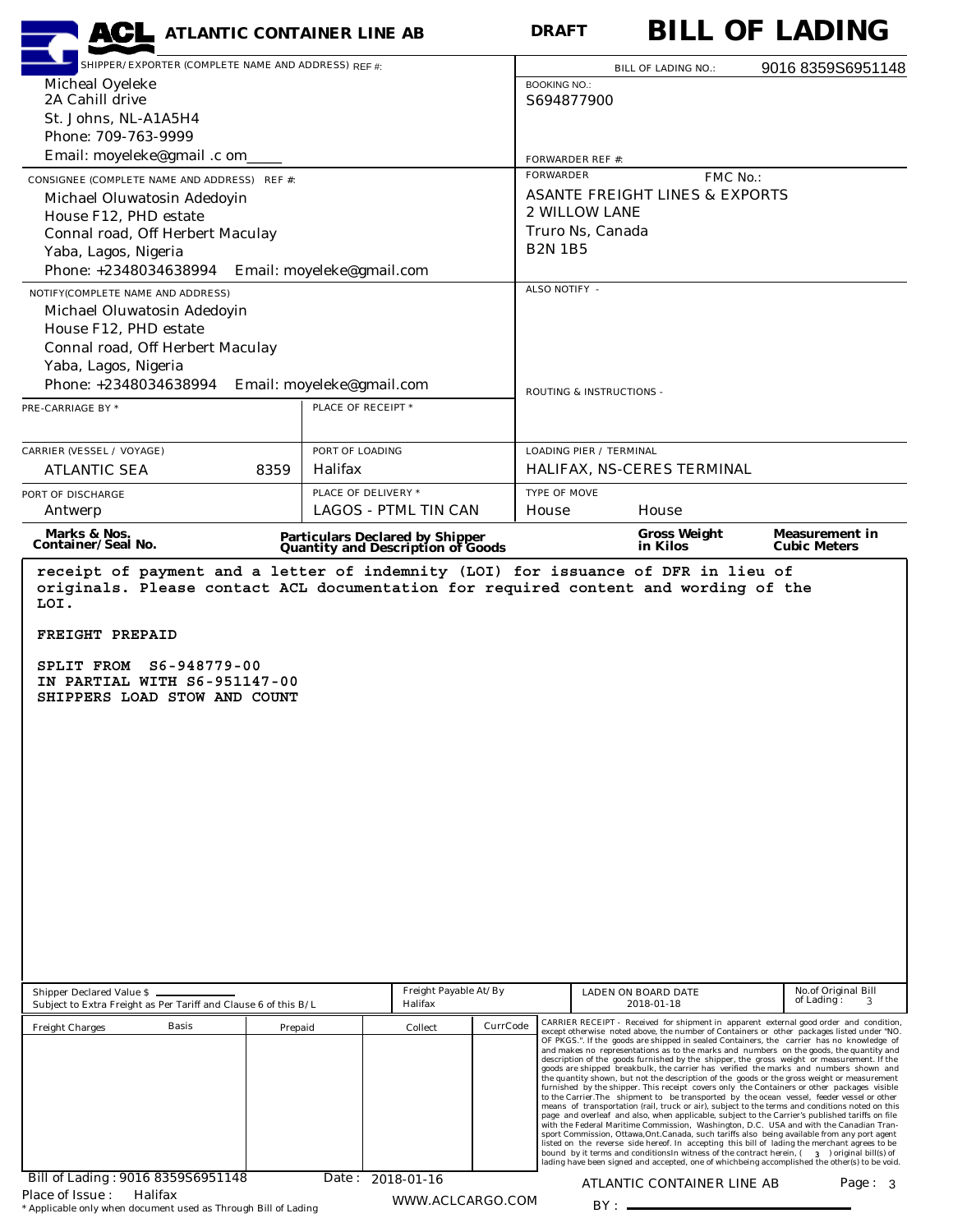**ACL ATLANTIC CONTAINER LINE AB** — DRAFT — **BILL OF LADING**

| | |
|---|---|
| SHIPPER/EXPORTER (COMPLETE NAME AND ADDRESS) REF #:<br>Micheal Oyeleke<br>2A Cahill drive<br>St. Johns, NL-A1A5H4<br>Phone: 709-763-9999<br>Email: moyeleke@gmail .c om____ | BILL OF LADING NO.: 9016 8359S6951148<br>BOOKING NO.: S694877900<br>FORWARDER REF #: |
| CONSIGNEE (COMPLETE NAME AND ADDRESS) REF #:<br>Michael Oluwatosin Adedoyin<br>House F12, PHD estate<br>Connal road, Off Herbert Maculay<br>Yaba, Lagos, Nigeria<br>Phone: +2348034638994 Email: moyeleke@gmail.com | FORWARDER FMC No.:<br>ASANTE FREIGHT LINES & EXPORTS<br>2 WILLOW LANE<br>Truro Ns, Canada<br>B2N 1B5 |
| NOTIFY(COMPLETE NAME AND ADDRESS)<br>Michael Oluwatosin Adedoyin<br>House F12, PHD estate<br>Connal road, Off Herbert Maculay<br>Yaba, Lagos, Nigeria<br>Phone: +2348034638994 Email: moyeleke@gmail.com | ALSO NOTIFY -<br>ROUTING & INSTRUCTIONS - |

| PRE-CARRIAGE BY * | PLACE OF RECEIPT * | |
|---|---|---|
| CARRIER (VESSEL / VOYAGE)<br>ATLANTIC SEA 8359 | PORT OF LOADING<br>Halifax | LOADING PIER / TERMINAL<br>HALIFAX, NS-CERES TERMINAL |
| PORT OF DISCHARGE<br>Antwerp | PLACE OF DELIVERY *<br>LAGOS - PTML TIN CAN | TYPE OF MOVE<br>House House |

| Marks & Nos. Container/Seal No. | Particulars Declared by Shipper Quantity and Description of Goods | Gross Weight in Kilos | Measurement in Cubic Meters |
|---|---|---|---|

receipt of payment and a letter of indemnity (LOI) for issuance of DFR in lieu of originals. Please contact ACL documentation for required content and wording of the LOI.

FREIGHT PREPAID

SPLIT FROM S6-948779-00
IN PARTIAL WITH S6-951147-00
SHIPPERS LOAD STOW AND COUNT

| Shipper Declared Value $ ______ Subject to Extra Freight as Per Tariff and Clause 6 of this B/L | Freight Payable At/By Halifax | LADEN ON BOARD DATE 2018-01-18 | No.of Original Bill of Lading: 3 |
|---|---|---|---|

| Freight Charges | Basis | Prepaid | Collect | CurrCode |
|---|---|---|---|---|
| | | | | |

CARRIER RECEIPT - Received for shipment in apparent external good order and condition, except otherwise noted above, the number of Containers or other packages listed under "NO. OF PKGS.". If the goods are shipped in sealed Containers, the carrier has no knowledge of and makes no representations as to the marks and numbers on the goods, the quantity and description of the goods furnished by the shipper, the gross weight or measurement. If the goods are shipped breakbulk, the carrier has verified the marks and numbers shown and the quantity shown, but not the description of the goods or the gross weight or measurement furnished by the shipper. This receipt covers only the Containers or other packages visible to the Carrier.The shipment to be transported by the ocean vessel, feeder vessel or other means of transportation (rail, truck or air), subject to the terms and conditions noted on this page and overleaf and also, when applicable, subject to the Carrier's published tariffs on file with the Federal Maritime Commission, Washington, D.C. USA and with the Canadian Transport Commission, Ottawa,Ont.Canada, such tariffs also being available from any port agent listed on the reverse side hereof. In accepting this bill of lading the merchant agrees to be bound by it terms and conditionsIn witness of the contract herein, ( 3 ) original bill(s) of lading have been signed and accepted, one of whichbeing accomplished the other(s) to be void.

Bill of Lading : 9016 8359S6951148 Date : 2018-01-16
Place of Issue : Halifax
WWW.ACLCARGO.COM
ATLANTIC CONTAINER LINE AB
BY : ______

\* Applicable only when document used as Through Bill of Lading